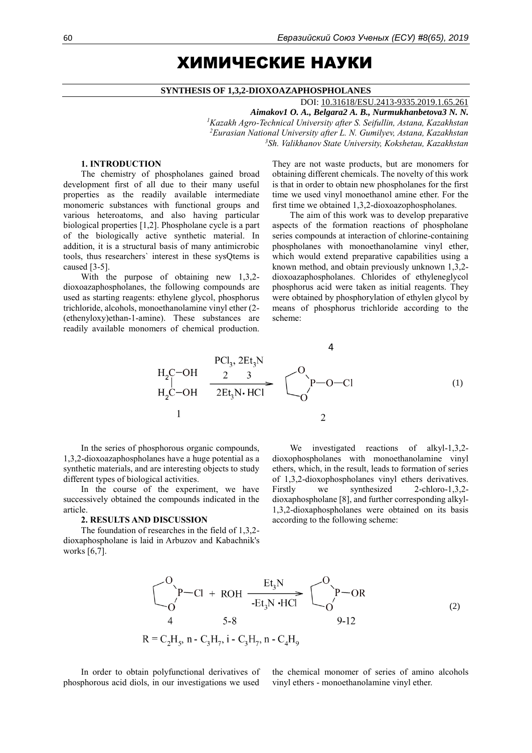# ХИМИЧЕСКИЕ НАУКИ

## SYNTHESIS OF 1,3,2-DIOXOAZAPHOSPHOLANES

DOI: 10.31618/ESU.2413-9335.2019.1.65.261

***Aimakov1 O. A., Belgara2 A. B., Nurmukhanbetova3 N. N.***

*[1]Kazakh Agro-Technical University after S. Seifullin, Astana, Kazakhstan*
*[2]Eurasian National University after L. N. Gumilyev, Astana, Kazakhstan*
*[3]Sh. Valikhanov State University, Kokshetau, Kazakhstan*

### 1. INTRODUCTION

The chemistry of phospholanes gained broad development first of all due to their many useful properties as the readily available intermediate monomeric substances with functional groups and various heteroatoms, and also having particular biological properties [1,2]. Phospholane cycle is a part of the biologically active synthetic material. In addition, it is a structural basis of many antimicrobic tools, thus researchers` interest in these sysQtems is caused [3-5].

With the purpose of obtaining new 1,3,2-dioxoazaphospholanes, the following compounds are used as starting reagents: ethylene glycol, phosphorus trichloride, alcohols, monoethanolamine vinyl ether (2-(ethenyloxy)ethan-1-amine). These substances are readily available monomers of chemical production. They are not waste products, but are monomers for obtaining different chemicals. The novelty of this work is that in order to obtain new phospholanes for the first time we used vinyl monoethanol amine ether. For the first time we obtained 1,3,2-dioxoazophospholanes.

The aim of this work was to develop preparative aspects of the formation reactions of phospholane series compounds at interaction of chlorine-containing phospholanes with monoethanolamine vinyl ether, which would extend preparative capabilities using a known method, and obtain previously unknown 1,3,2-dioxoazaphospholanes. Chlorides of ethyleneglycol phosphorus acid were taken as initial reagents. They were obtained by phosphorylation of ethylen glycol by means of phosphorus trichloride according to the scheme:

$$\underset{1}{\begin{matrix}H_2C-OH\\|\\H_2C-OH\end{matrix}} \xrightarrow[2Et_3N\cdot HCl]{\underset{2}{PCl_3},\ \underset{3}{2Et_3N}} \underset{2}{\overset{4}{\text{(cyclic }OCH_2CH_2O)P-O-Cl}} \quad (1)$$

In the series of phosphorous organic compounds, 1,3,2-dioxoazaphospholanes have a huge potential as a synthetic materials, and are interesting objects to study different types of biological activities.

In the course of the experiment, we have successively obtained the compounds indicated in the article.

### 2. RESULTS AND DISCUSSION

The foundation of researches in the field of 1,3,2-dioxaphospholane is laid in Arbuzov and Kabachnik's works [6,7].

We investigated reactions of alkyl-1,3,2-dioxophospholanes with monoethanolamine vinyl ethers, which, in the result, leads to formation of series of 1,3,2-dioxophospholanes vinyl ethers derivatives. Firstly we synthesized 2-chloro-1,3,2-dioxaphospholane [8], and further corresponding alkyl-1,3,2-dioxaphospholanes were obtained on its basis according to the following scheme:

$$\underset{4}{\text{(cyclic }OCH_2CH_2O)P-Cl} + \underset{5-8}{ROH} \xrightarrow[-Et_3N\cdot HCl]{Et_3N} \underset{9-12}{\text{(cyclic }OCH_2CH_2O)P-OR} \quad (2)$$

$$R = C_2H_5,\ n\text{-}C_3H_7,\ i\text{-}C_3H_7,\ n\text{-}C_4H_9$$

In order to obtain polyfunctional derivatives of phosphorous acid diols, in our investigations we used the chemical monomer of series of amino alcohols vinyl ethers - monoethanolamine vinyl ether.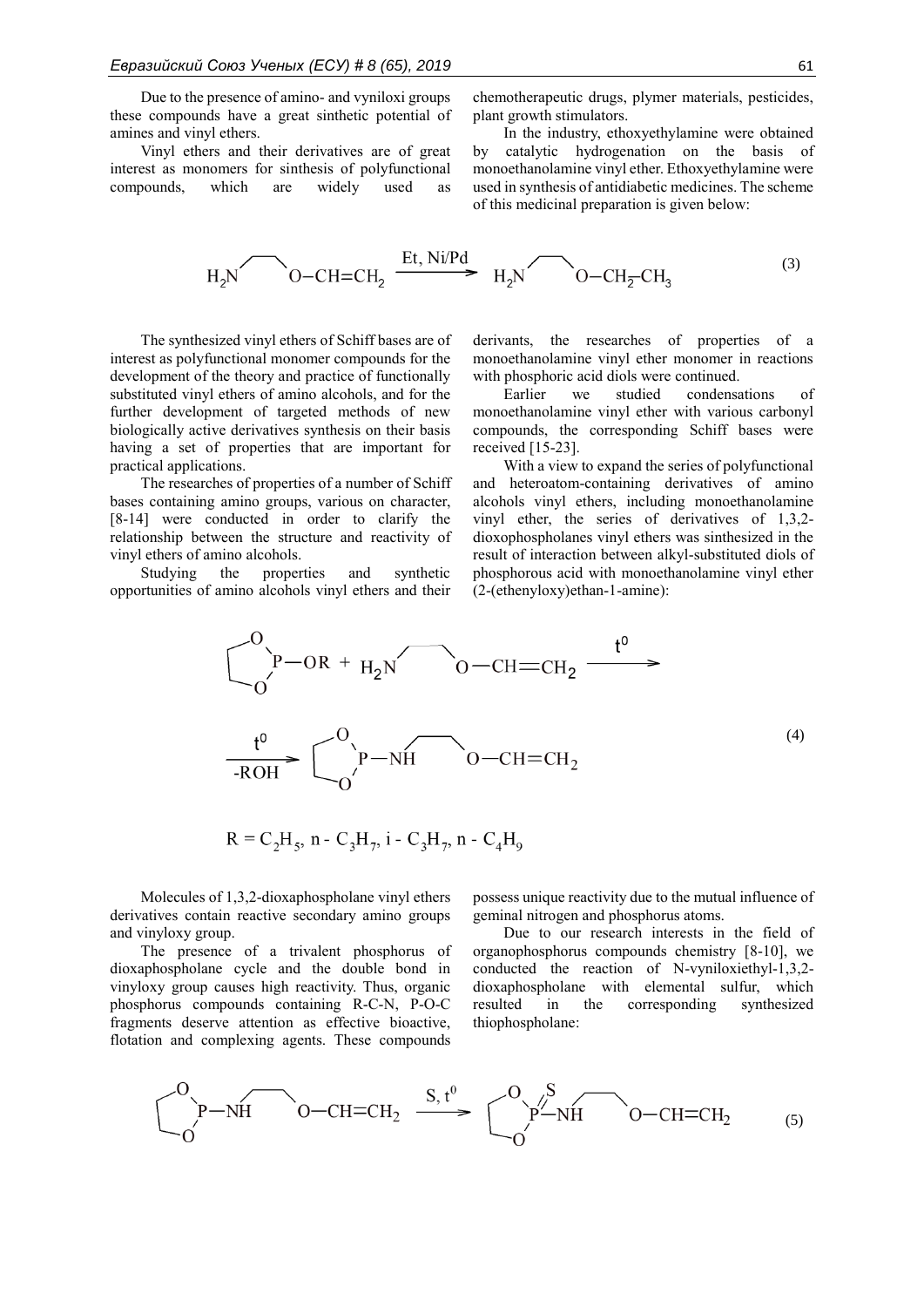Due to the presence of amino- and vyniloxi groups these compounds have a great sinthetic potential of amines and vinyl ethers.

Vinyl ethers and their derivatives are of great interest as monomers for sinthesis of polyfunctional compounds, which are widely used as chemotherapeutic drugs, plymer materials, pesticides, plant growth stimulators.

In the industry, ethoxyethylamine were obtained by catalytic hydrogenation on the basis of monoethanolamine vinyl ether. Ethoxyethylamine were used in synthesis of antidiabetic medicines. The scheme of this medicinal preparation is given below:

$$H_2N\text{-}CH_2CH_2\text{-}O-CH=CH_2 \xrightarrow{\text{Et, Ni/Pd}} H_2N\text{-}CH_2CH_2\text{-}O-CH_2-CH_3 \quad (3)$$

The synthesized vinyl ethers of Schiff bases are of interest as polyfunctional monomer compounds for the development of the theory and practice of functionally substituted vinyl ethers of amino alcohols, and for the further development of targeted methods of new biologically active derivatives synthesis on their basis having a set of properties that are important for practical applications.

The researches of properties of a number of Schiff bases containing amino groups, various on character, [8-14] were conducted in order to clarify the relationship between the structure and reactivity of vinyl ethers of amino alcohols.

Studying the properties and synthetic opportunities of amino alcohols vinyl ethers and their derivants, the researches of properties of a monoethanolamine vinyl ether monomer in reactions with phosphoric acid diols were continued.

Earlier we studied condensations of monoethanolamine vinyl ether with various carbonyl compounds, the corresponding Schiff bases were received [15-23].

With a view to expand the series of polyfunctional and heteroatom-containing derivatives of amino alcohols vinyl ethers, including monoethanolamine vinyl ether, the series of derivatives of 1,3,2-dioxophospholanes vinyl ethers was sinthesized in the result of interaction between alkyl-substituted diols of phosphorous acid with monoethanolamine vinyl ether (2-(ethenyloxy)ethan-1-amine):

$$\text{(1,3,2-dioxaphospholane)}P-OR + H_2N\text{-}CH_2CH_2\text{-}O-CH=CH_2 \xrightarrow{t^0}$$

$$\xrightarrow[-ROH]{t^0} \text{(1,3,2-dioxaphospholane)}P-NH\text{-}CH_2CH_2\text{-}O-CH=CH_2 \quad (4)$$

$R = C_2H_5$, n - $C_3H_7$, i - $C_3H_7$, n - $C_4H_9$

Molecules of 1,3,2-dioxaphospholane vinyl ethers derivatives contain reactive secondary amino groups and vinyloxy group.

The presence of a trivalent phosphorus of dioxaphospholane cycle and the double bond in vinyloxy group causes high reactivity. Thus, organic phosphorus compounds containing R-C-N, P-O-C fragments deserve attention as effective bioactive, flotation and complexing agents. These compounds possess unique reactivity due to the mutual influence of geminal nitrogen and phosphorus atoms.

Due to our research interests in the field of organophosphorus compounds chemistry [8-10], we conducted the reaction of N-vyniloxiethyl-1,3,2-dioxaphospholane with elemental sulfur, which resulted in the corresponding synthesized thiophospholane:

$$\text{(1,3,2-dioxaphospholane)}P-NH\text{-}CH_2CH_2\text{-}O-CH=CH_2 \xrightarrow{S,\ t^0} \text{(1,3,2-dioxaphospholane)}P(=S)-NH\text{-}CH_2CH_2\text{-}O-CH=CH_2 \quad (5)$$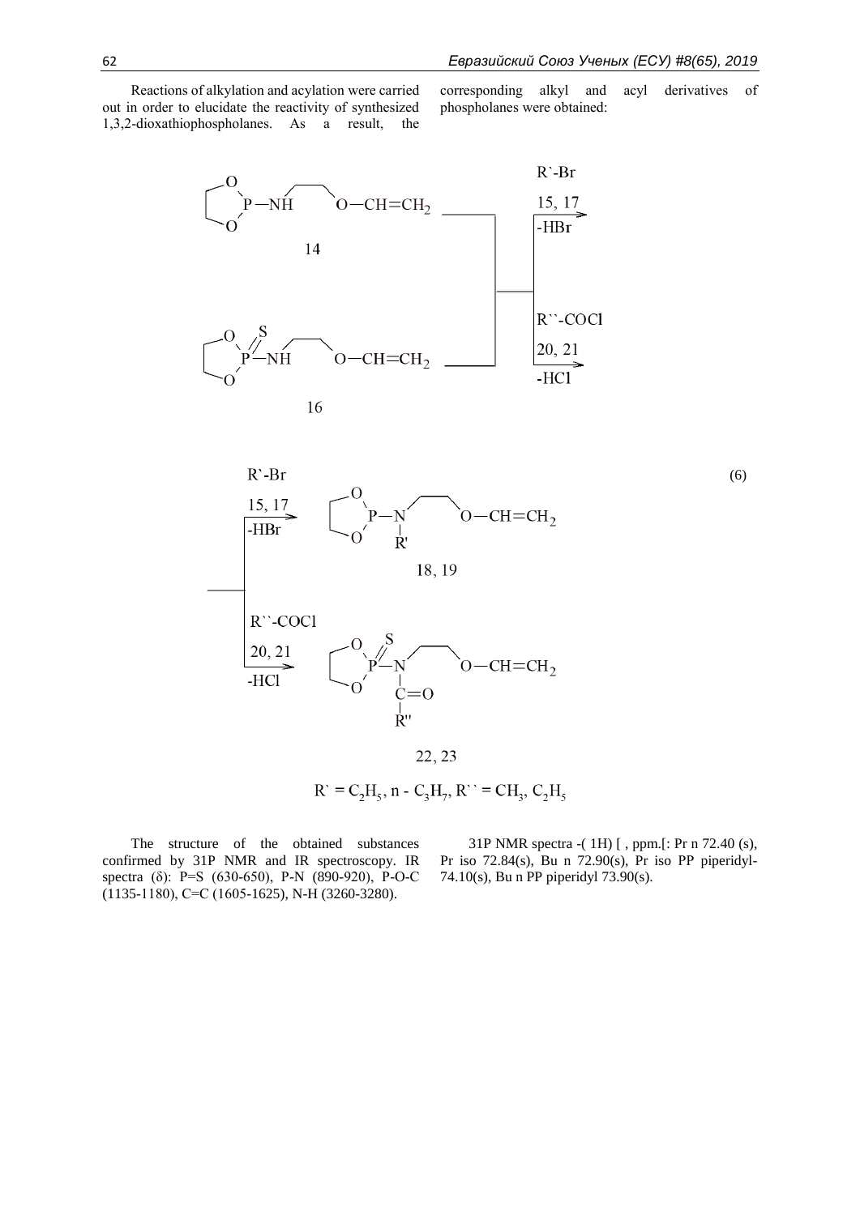Reactions of alkylation and acylation were carried out in order to elucidate the reactivity of synthesized 1,3,2-dioxathiophospholanes. As a result, the corresponding alkyl and acyl derivatives of phospholanes were obtained:

(6)

$R` = C_2H_5$, n - $C_3H_7$, $R`` = CH_3$, $C_2H_5$

The structure of the obtained substances confirmed by 31P NMR and IR spectroscopy. IR spectra (δ): P=S (630-650), P-N (890-920), P-O-C (1135-1180), C=C (1605-1625), N-H (3260-3280).

31P NMR spectra -( 1H) [ , ppm.[: Pr n 72.40 (s), Pr iso 72.84(s), Bu n 72.90(s), Pr iso PP piperidyl- 74.10(s), Bu n PP piperidyl 73.90(s).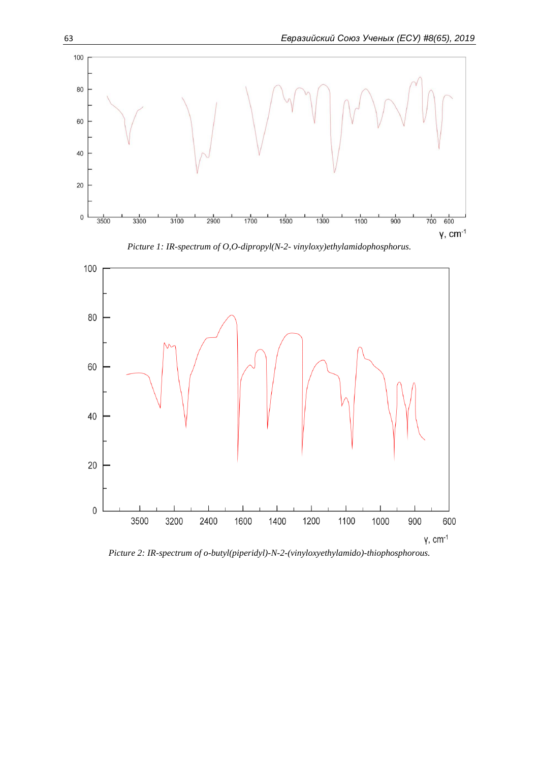Picture 1: IR-spectrum of O,O-dipropyl(N-2- vinyloxy)ethylamidophosphorus.

Picture 2: IR-spectrum of o-butyl(piperidyl)-N-2-(vinyloxyethylamido)-thiophosphorous.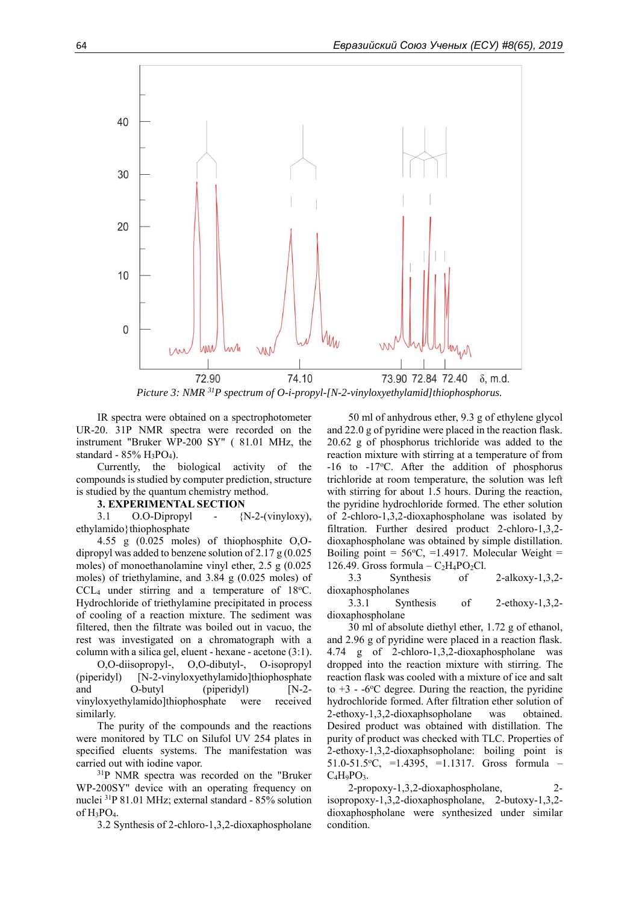Picture 3: NMR $^{31}P$ spectrum of O-i-propyl-[N-2-vinyloxyethylamid]thiophosphorus.

IR spectra were obtained on a spectrophotometer UR-20. 31P NMR spectra were recorded on the instrument "Bruker WP-200 SY" ( 81.01 MHz, the standard - 85% $H_3PO_4$).

Currently, the biological activity of the compounds is studied by computer prediction, structure is studied by the quantum chemistry method.

## 3. EXPERIMENTAL SECTION

3.1 O.O-Dipropyl - {N-2-(vinyloxy), ethylamido}thiophosphate

4.55 g (0.025 moles) of thiophosphite O,O-dipropyl was added to benzene solution of 2.17 g (0.025 moles) of monoethanolamine vinyl ether, 2.5 g (0.025 moles) of triethylamine, and 3.84 g (0.025 moles) of $CCL_4$ under stirring and a temperature of 18°C. Hydrochloride of triethylamine precipitated in process of cooling of a reaction mixture. The sediment was filtered, then the filtrate was boiled out in vacuo, the rest was investigated on a chromatograph with a column with a silica gel, eluent - hexane - acetone (3:1).

O,O-diisopropyl-, O,O-dibutyl-, O-isopropyl (piperidyl) [N-2-vinyloxyethylamido]thiophosphate and O-butyl (piperidyl) [N-2-vinyloxyethylamido]thiophosphate were received similarly.

The purity of the compounds and the reactions were monitored by TLC on Silufol UV 254 plates in specified eluents systems. The manifestation was carried out with iodine vapor.

$^{31}$P NMR spectra was recorded on the "Bruker WP-200SY" device with an operating frequency on nuclei $^{31}$P 81.01 MHz; external standard - 85% solution of $H_3PO_4$.

3.2 Synthesis of 2-chloro-1,3,2-dioxaphospholane

50 ml of anhydrous ether, 9.3 g of ethylene glycol and 22.0 g of pyridine were placed in the reaction flask. 20.62 g of phosphorus trichloride was added to the reaction mixture with stirring at a temperature of from -16 to -17°C. After the addition of phosphorus trichloride at room temperature, the solution was left with stirring for about 1.5 hours. During the reaction, the pyridine hydrochloride formed. The ether solution of 2-chloro-1,3,2-dioxaphospholane was isolated by filtration. Further desired product 2-chloro-1,3,2-dioxaphospholane was obtained by simple distillation. Boiling point = 56°C, =1.4917. Molecular Weight = 126.49. Gross formula – $C_2H_4PO_2Cl$.

3.3 Synthesis of 2-alkoxy-1,3,2-dioxaphospholanes

3.3.1 Synthesis of 2-ethoxy-1,3,2-dioxaphospholane

30 ml of absolute diethyl ether, 1.72 g of ethanol, and 2.96 g of pyridine were placed in a reaction flask. 4.74 g of 2-chloro-1,3,2-dioxaphospholane was dropped into the reaction mixture with stirring. The reaction flask was cooled with a mixture of ice and salt to +3 - -6°C degree. During the reaction, the pyridine hydrochloride formed. After filtration ether solution of 2-ethoxy-1,3,2-dioxaphsopholane was obtained. Desired product was obtained with distillation. The purity of product was checked with TLC. Properties of 2-ethoxy-1,3,2-dioxaphsopholane: boiling point is 51.0-51.5°C, =1.4395, =1.1317. Gross formula – $C_4H_9PO_3$.

2-propoxy-1,3,2-dioxaphospholane, 2-isopropoxy-1,3,2-dioxaphospholane, 2-butoxy-1,3,2-dioxaphospholane were synthesized under similar condition.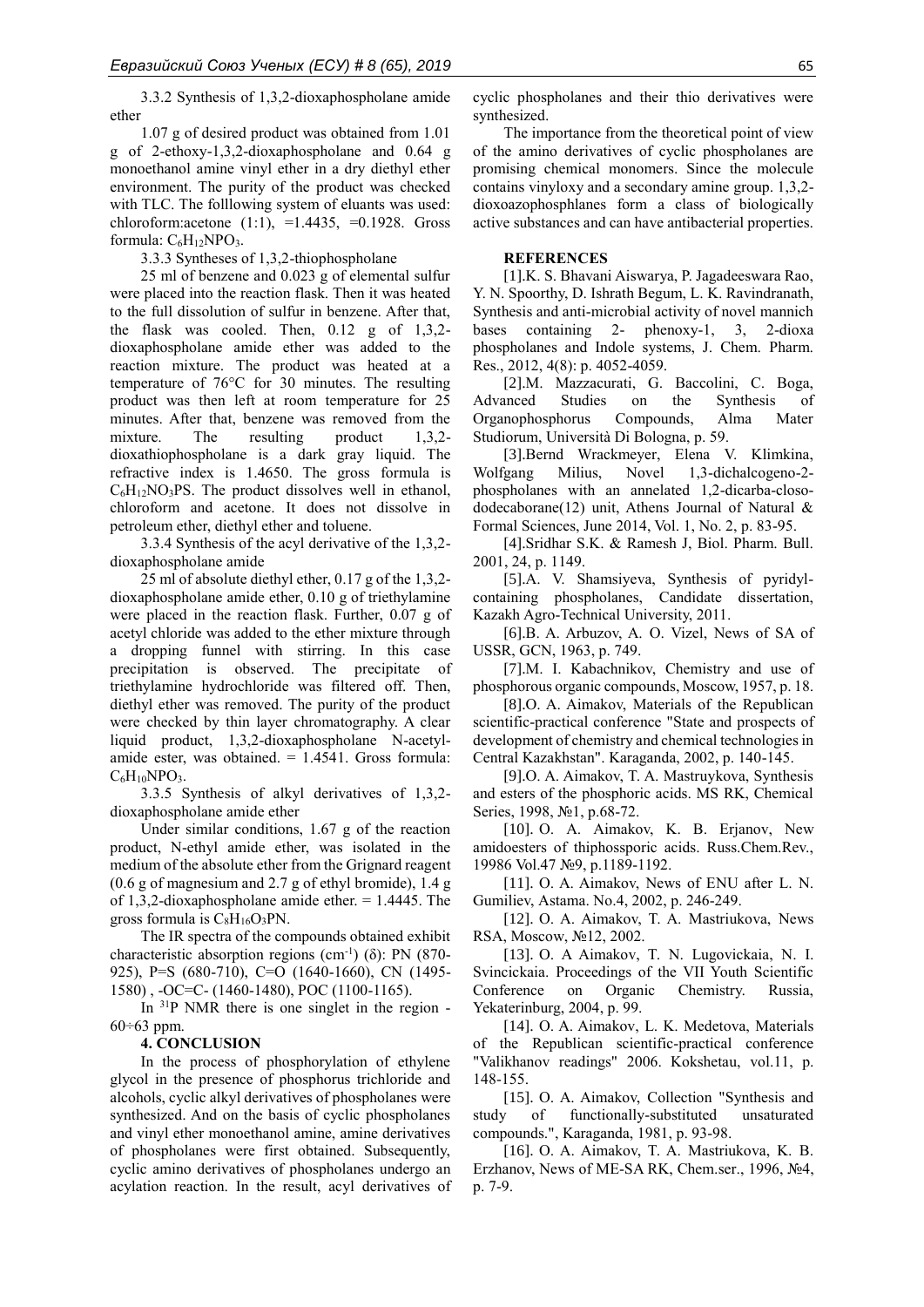3.3.2 Synthesis of 1,3,2-dioxaphospholane amide ether

1.07 g of desired product was obtained from 1.01 g of 2-ethoxy-1,3,2-dioxaphospholane and 0.64 g monoethanol amine vinyl ether in a dry diethyl ether environment. The purity of the product was checked with TLC. The folllowing system of eluants was used: chloroform:acetone (1:1), =1.4435, =0.1928. Gross formula: $C_6H_{12}NPO_3$.

3.3.3 Syntheses of 1,3,2-thiophospholane

25 ml of benzene and 0.023 g of elemental sulfur were placed into the reaction flask. Then it was heated to the full dissolution of sulfur in benzene. After that, the flask was cooled. Then, 0.12 g of 1,3,2-dioxaphospholane amide ether was added to the reaction mixture. The product was heated at a temperature of 76°C for 30 minutes. The resulting product was then left at room temperature for 25 minutes. After that, benzene was removed from the mixture. The resulting product 1,3,2-dioxathiophospholane is a dark gray liquid. The refractive index is 1.4650. The gross formula is $C_6H_{12}NO_3PS$. The product dissolves well in ethanol, chloroform and acetone. It does not dissolve in petroleum ether, diethyl ether and toluene.

3.3.4 Synthesis of the acyl derivative of the 1,3,2-dioxaphospholane amide

25 ml of absolute diethyl ether, 0.17 g of the 1,3,2-dioxaphospholane amide ether, 0.10 g of triethylamine were placed in the reaction flask. Further, 0.07 g of acetyl chloride was added to the ether mixture through a dropping funnel with stirring. In this case precipitation is observed. The precipitate of triethylamine hydrochloride was filtered off. Then, diethyl ether was removed. The purity of the product were checked by thin layer chromatography. A clear liquid product, 1,3,2-dioxaphospholane N-acetyl-amide ester, was obtained. = 1.4541. Gross formula: $C_6H_{10}NPO_3$.

3.3.5 Synthesis of alkyl derivatives of 1,3,2-dioxaphospholane amide ether

Under similar conditions, 1.67 g of the reaction product, N-ethyl amide ether, was isolated in the medium of the absolute ether from the Grignard reagent (0.6 g of magnesium and 2.7 g of ethyl bromide), 1.4 g of 1,3,2-dioxaphospholane amide ether. = 1.4445. The gross formula is $C_8H_{16}O_3PN$.

The IR spectra of the compounds obtained exhibit characteristic absorption regions ($cm^{-1}$) (δ): PN (870-925), P=S (680-710), C=O (1640-1660), CN (1495-1580) , -OC=C- (1460-1480), POC (1100-1165).

In $^{31}P$ NMR there is one singlet in the region -60÷63 ppm.

## 4. CONCLUSION

In the process of phosphorylation of ethylene glycol in the presence of phosphorus trichloride and alcohols, cyclic alkyl derivatives of phospholanes were synthesized. And on the basis of cyclic phospholanes and vinyl ether monoethanol amine, amine derivatives of phospholanes were first obtained. Subsequently, cyclic amino derivatives of phospholanes undergo an acylation reaction. In the result, acyl derivatives of cyclic phospholanes and their thio derivatives were synthesized.

The importance from the theoretical point of view of the amino derivatives of cyclic phospholanes are promising chemical monomers. Since the molecule contains vinyloxy and a secondary amine group. 1,3,2-dioxoazophosphlanes form a class of biologically active substances and can have antibacterial properties.

## REFERENCES

[1].K. S. Bhavani Aiswarya, P. Jagadeeswara Rao, Y. N. Spoorthy, D. Ishrath Begum, L. K. Ravindranath, Synthesis and anti-microbial activity of novel mannich bases containing 2- phenoxy-1, 3, 2-dioxa phospholanes and Indole systems, J. Chem. Pharm. Res., 2012, 4(8): p. 4052-4059.

[2].M. Mazzacurati, G. Baccolini, C. Boga, Advanced Studies on the Synthesis of Organophosphorus Compounds, Alma Mater Studiorum, Università Di Bologna, p. 59.

[3].Bernd Wrackmeyer, Elena V. Klimkina, Wolfgang Milius, Novel 1,3-dichalcogeno-2-phospholanes with an annelated 1,2-dicarba-closo-dodecaborane(12) unit, Athens Journal of Natural & Formal Sciences, June 2014, Vol. 1, No. 2, p. 83-95.

[4].Sridhar S.K. & Ramesh J, Biol. Pharm. Bull. 2001, 24, p. 1149.

[5].A. V. Shamsiyeva, Synthesis of pyridyl-containing phospholanes, Candidate dissertation, Kazakh Agro-Technical University, 2011.

[6].B. A. Arbuzov, A. O. Vizel, News of SA of USSR, GCN, 1963, p. 749.

[7].M. I. Kabachnikov, Chemistry and use of phosphorous organic compounds, Moscow, 1957, p. 18.

[8].O. A. Aimakov, Materials of the Republican scientific-practical conference "State and prospects of development of chemistry and chemical technologies in Central Kazakhstan". Karaganda, 2002, p. 140-145.

[9].O. A. Aimakov, T. A. Mastruykova, Synthesis and esters of the phosphoric acids. MS RK, Chemical Series, 1998, №1, p.68-72.

[10]. O. A. Aimakov, K. B. Erjanov, New amidoesters of thiphossporic acids. Russ.Chem.Rev., 19986 Vol.47 №9, p.1189-1192.

[11]. O. A. Aimakov, News of ENU after L. N. Gumiliev, Astama. No.4, 2002, p. 246-249.

[12]. O. A. Aimakov, T. A. Mastriukova, News RSA, Moscow, №12, 2002.

[13]. O. A Aimakov, T. N. Lugovickaia, N. I. Svincickaia. Proceedings of the VII Youth Scientific Conference on Organic Chemistry. Russia, Yekaterinburg, 2004, p. 99.

[14]. O. A. Aimakov, L. K. Medetova, Materials of the Republican scientific-practical conference "Valikhanov readings" 2006. Kokshetau, vol.11, p. 148-155.

[15]. O. A. Aimakov, Collection "Synthesis and study of functionally-substituted unsaturated compounds.", Karaganda, 1981, p. 93-98.

[16]. O. A. Aimakov, T. A. Mastriukova, K. B. Erzhanov, News of ME-SA RK, Chem.ser., 1996, №4, p. 7-9.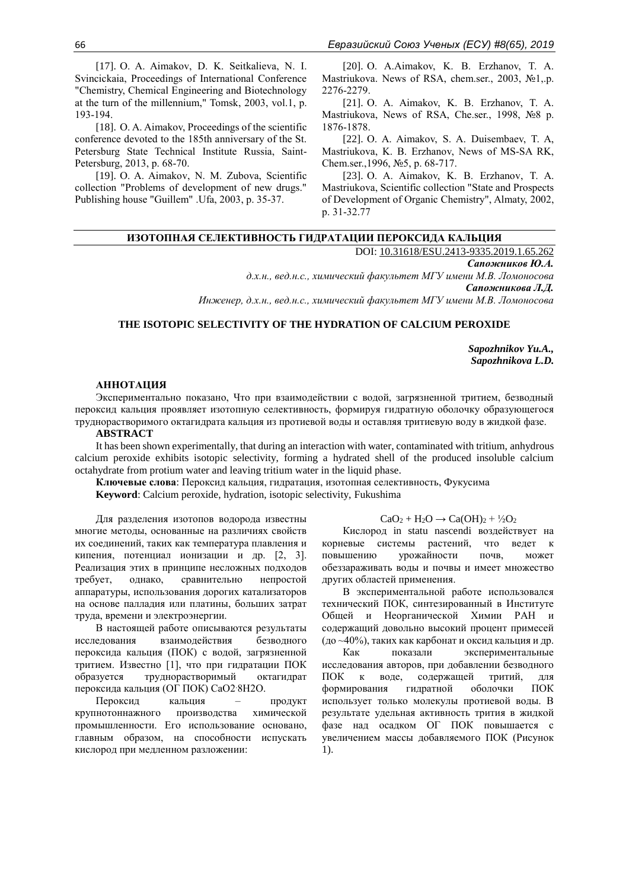[17]. O. A. Aimakov, D. K. Seitkalieva, N. I. Svincickaia, Proceedings of International Conference "Chemistry, Chemical Engineering and Biotechnology at the turn of the millennium," Tomsk, 2003, vol.1, p. 193-194.

[18]. O. A. Aimakov, Proceedings of the scientific conference devoted to the 185th anniversary of the St. Petersburg State Technical Institute Russia, Saint-Petersburg, 2013, p. 68-70.

[19]. O. A. Aimakov, N. M. Zubova, Scientific collection "Problems of development of new drugs." Publishing house "Guillem" .Ufa, 2003, p. 35-37.

[20]. O. A.Aimakov, K. B. Erzhanov, T. A. Mastriukova. News of RSA, chem.ser., 2003, №1,.p. 2276-2279.

[21]. O. A. Aimakov, K. B. Erzhanov, T. A. Mastriukova, News of RSA, Che.ser., 1998, №8 p. 1876-1878.

[22]. O. A. Aimakov, S. A. Duisembaev, T. A, Mastriukova, K. B. Erzhanov, News of MS-SA RK, Chem.ser.,1996, №5, p. 68-717.

[23]. O. A. Aimakov, K. B. Erzhanov, T. A. Mastriukova, Scientific collection "State and Prospects of Development of Organic Chemistry", Almaty, 2002, p. 31-32.77

## ИЗОТОПНАЯ СЕЛЕКТИВНОСТЬ ГИДРАТАЦИИ ПЕРОКСИДА КАЛЬЦИЯ

DOI: 10.31618/ESU.2413-9335.2019.1.65.262

***Сапожников Ю.А.***

*д.х.н., вед.н.с., химический факультет МГУ имени М.В. Ломоносова*

***Сапожникова Л.Д.***

*Инженер, д.х.н., вед.н.с., химический факультет МГУ имени М.В. Ломоносова*

## THE ISOTOPIC SELECTIVITY OF THE HYDRATION OF CALCIUM PEROXIDE

***Sapozhnikov Yu.A.,***

***Sapozhnikova L.D.***

**АННОТАЦИЯ**

Экспериментально показано, Что при взаимодействии с водой, загрязненной тритием, безводный пероксид кальция проявляет изотопную селективность, формируя гидратную оболочку образующегося труднорастворимого октагидрата кальция из протиевой воды и оставляя тритиевую воду в жидкой фазе.

**ABSTRACT**

It has been shown experimentally, that during an interaction with water, contaminated with tritium, anhydrous calcium peroxide exhibits isotopic selectivity, forming a hydrated shell of the produced insoluble calcium octahydrate from protium water and leaving tritium water in the liquid phase.

**Ключевые слова**: Пероксид кальция, гидратация, изотопная селективность, Фукусима

**Keyword**: Calcium peroxide, hydration, isotopic selectivity, Fukushima

Для разделения изотопов водорода известны многие методы, основанные на различиях свойств их соединений, таких как температура плавления и кипения, потенциал ионизации и др. [2, 3]. Реализация этих в принципе несложных подходов требует, однако, сравнительно непростой аппаратуры, использования дорогих катализаторов на основе палладия или платины, больших затрат труда, времени и электроэнергии.

В настоящей работе описываются результаты исследования взаимодействия безводного пероксида кальция (ПОК) с водой, загрязненной тритием. Известно [1], что при гидратации ПОК образуется труднорастворимый октагидрат пероксида кальция (ОГ ПОК) $CaO2{\cdot}8H2O$.

Пероксид кальция – продукт крупнотоннажного производства химической промышленности. Его использование основано, главным образом, на способности испускать кислород при медленном разложении:

$$CaO_2 + H_2O \rightarrow Ca(OH)_2 + ½O_2$$

Кислород in statu nascendi воздействует на корневые системы растений, что ведет к повышению урожайности почв, может обеззараживать воды и почвы и имеет множество других областей применения.

В экспериментальной работе использовался технический ПОК, синтезированный в Институте Общей и Неорганической Химии РАН и содержащий довольно высокий процент примесей (до ~40%), таких как карбонат и оксид кальция и др.

Как показали экспериментальные исследования авторов, при добавлении безводного ПОК к воде, содержащей тритий, для формирования гидратной оболочки ПОК использует только молекулы протиевой воды. В результате удельная активность трития в жидкой фазе над осадком ОГ ПОК повышается с увеличением массы добавляемого ПОК (Рисунок 1).